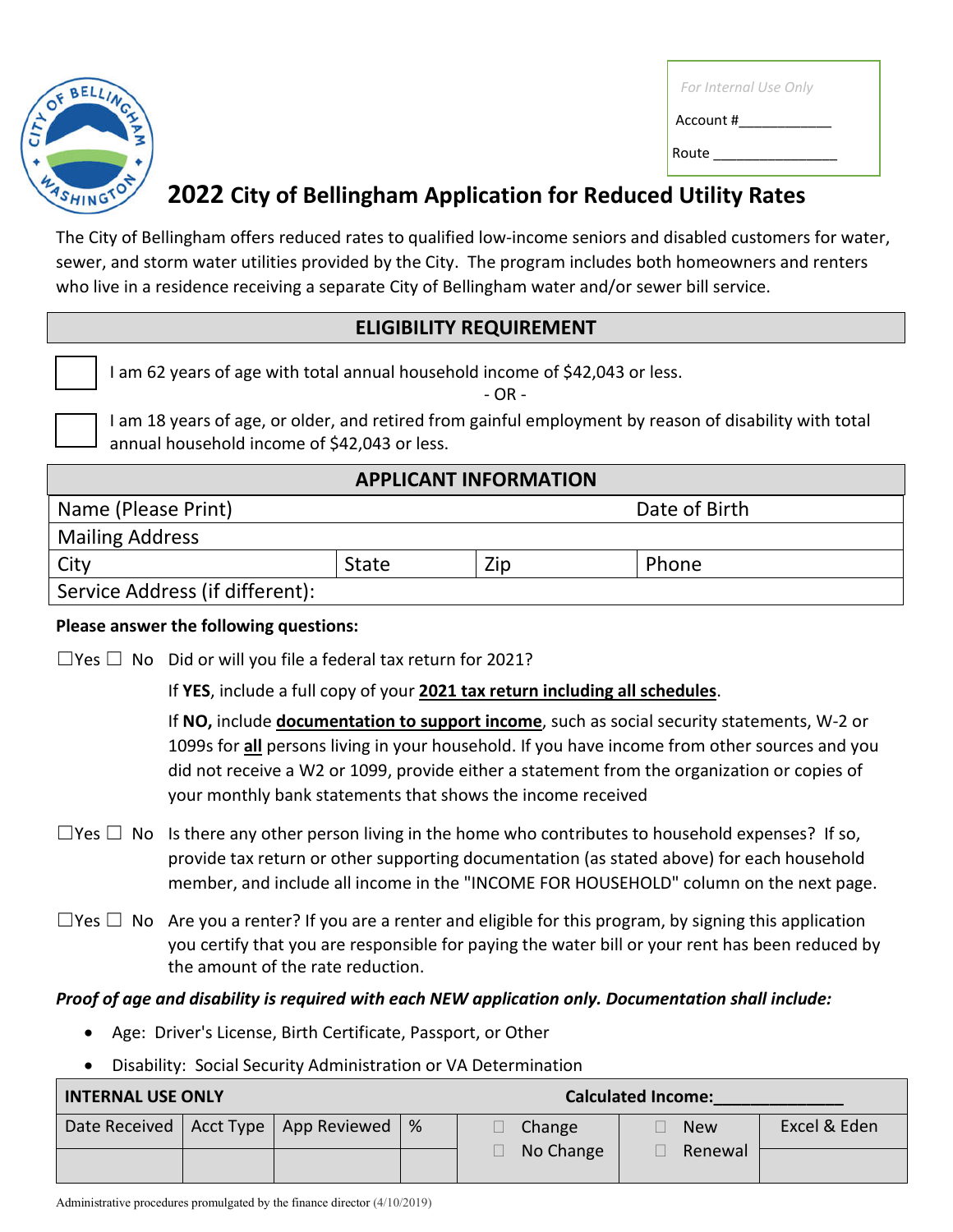| For Internal Use Only |
|---|
| Account #\_\_\_\_\_\_\_\_\_\_\_\_ |
| Route \_\_\_\_\_\_\_\_\_\_\_\_\_\_\_\_ |

# 2022 City of Bellingham Application for Reduced Utility Rates

The City of Bellingham offers reduced rates to qualified low-income seniors and disabled customers for water, sewer, and storm water utilities provided by the City. The program includes both homeowners and renters who live in a residence receiving a separate City of Bellingham water and/or sewer bill service.

## ELIGIBILITY REQUIREMENT

☐ I am 62 years of age with total annual household income of $42,043 or less.

- OR -

☐ I am 18 years of age, or older, and retired from gainful employment by reason of disability with total annual household income of $42,043 or less.

## APPLICANT INFORMATION

| Name (Please Print) | | | Date of Birth |
|---|---|---|---|
| Mailing Address | | | |
| City | State | Zip | Phone |
| Service Address (if different): | | | |

**Please answer the following questions:**

☐Yes ☐ No Did or will you file a federal tax return for 2021?

If **YES**, include a full copy of your **2021 tax return including all schedules**.

If **NO,** include **documentation to support income**, such as social security statements, W-2 or 1099s for **all** persons living in your household. If you have income from other sources and you did not receive a W2 or 1099, provide either a statement from the organization or copies of your monthly bank statements that shows the income received

☐Yes ☐ No Is there any other person living in the home who contributes to household expenses? If so, provide tax return or other supporting documentation (as stated above) for each household member, and include all income in the "INCOME FOR HOUSEHOLD" column on the next page.

☐Yes ☐ No Are you a renter? If you are a renter and eligible for this program, by signing this application you certify that you are responsible for paying the water bill or your rent has been reduced by the amount of the rate reduction.

***Proof of age and disability is required with each NEW application only. Documentation shall include:***

- Age: Driver's License, Birth Certificate, Passport, or Other
- Disability: Social Security Administration or VA Determination

| **INTERNAL USE ONLY** | | | | **Calculated Income:\_\_\_\_\_\_\_\_\_\_\_\_\_\_** | | |
|---|---|---|---|---|---|---|
| Date Received | Acct Type | App Reviewed | % | ☐ Change<br>☐ No Change | ☐ New<br>☐ Renewal | Excel & Eden |
| | | | | | | |

Administrative procedures promulgated by the finance director (4/10/2019)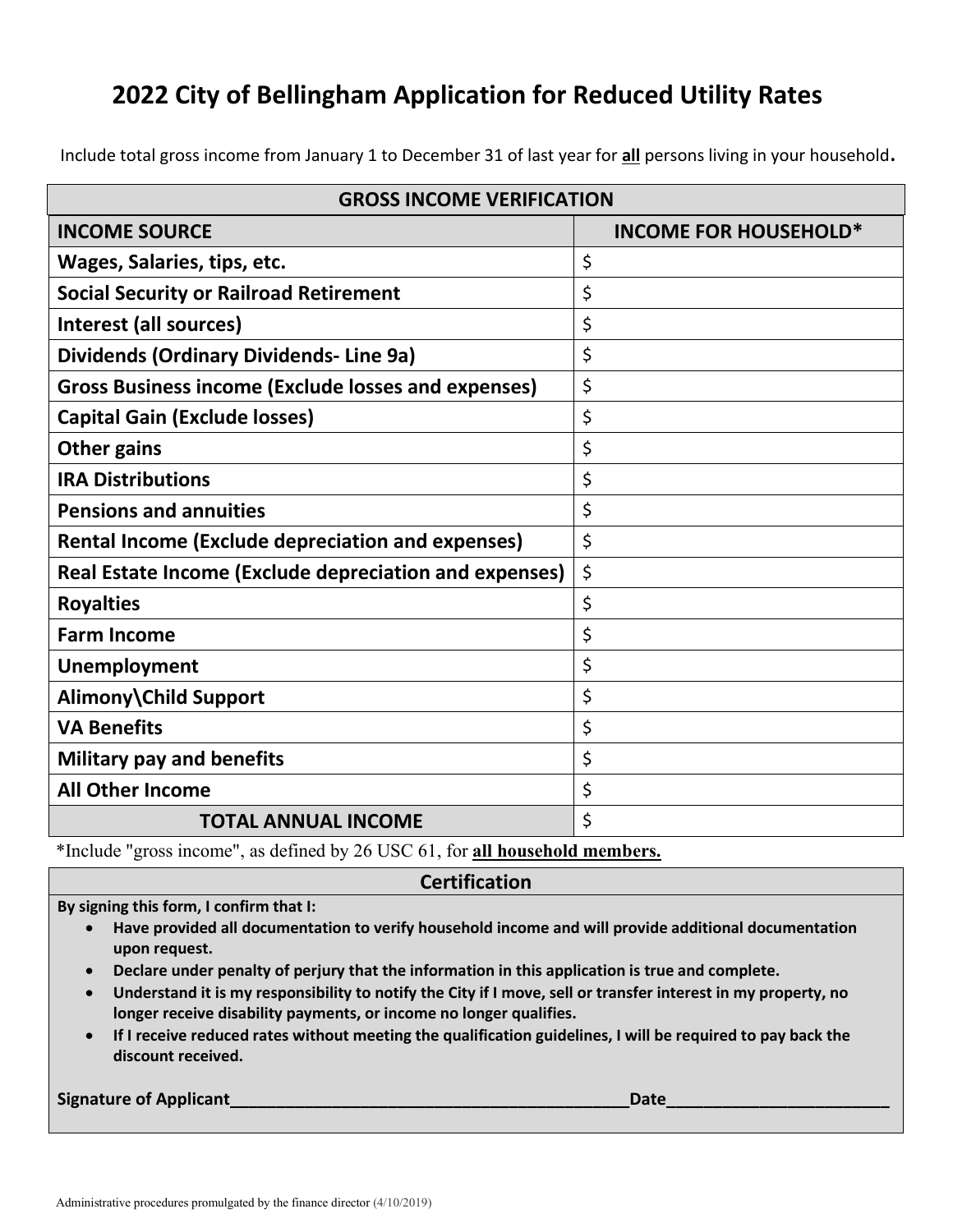# 2022 City of Bellingham Application for Reduced Utility Rates

Include total gross income from January 1 to December 31 of last year for **all** persons living in your household**.**

| GROSS INCOME VERIFICATION | |
|---|---|
| **INCOME SOURCE** | **INCOME FOR HOUSEHOLD*** |
| **Wages, Salaries, tips, etc.** | $ |
| **Social Security or Railroad Retirement** | $ |
| **Interest (all sources)** | $ |
| **Dividends (Ordinary Dividends- Line 9a)** | $ |
| **Gross Business income (Exclude losses and expenses)** | $ |
| **Capital Gain (Exclude losses)** | $ |
| **Other gains** | $ |
| **IRA Distributions** | $ |
| **Pensions and annuities** | $ |
| **Rental Income (Exclude depreciation and expenses)** | $ |
| **Real Estate Income (Exclude depreciation and expenses)** | $ |
| **Royalties** | $ |
| **Farm Income** | $ |
| **Unemployment** | $ |
| **Alimony\Child Support** | $ |
| **VA Benefits** | $ |
| **Military pay and benefits** | $ |
| **All Other Income** | $ |
| **TOTAL ANNUAL INCOME** | $ |

*Include "gross income", as defined by 26 USC 61, for **all household members.**

## Certification

**By signing this form, I confirm that I:**

- **Have provided all documentation to verify household income and will provide additional documentation upon request.**
- **Declare under penalty of perjury that the information in this application is true and complete.**
- **Understand it is my responsibility to notify the City if I move, sell or transfer interest in my property, no longer receive disability payments, or income no longer qualifies.**
- **If I receive reduced rates without meeting the qualification guidelines, I will be required to pay back the discount received.**

**Signature of Applicant**\_\_\_\_\_\_\_\_\_\_\_\_\_\_\_\_\_\_\_\_\_\_\_\_\_\_\_\_\_\_\_\_\_\_\_\_\_\_\_\_\_\_\_\_**Date**\_\_\_\_\_\_\_\_\_\_\_\_\_\_\_\_\_\_\_\_\_\_\_\_\_\_

Administrative procedures promulgated by the finance director (4/10/2019)